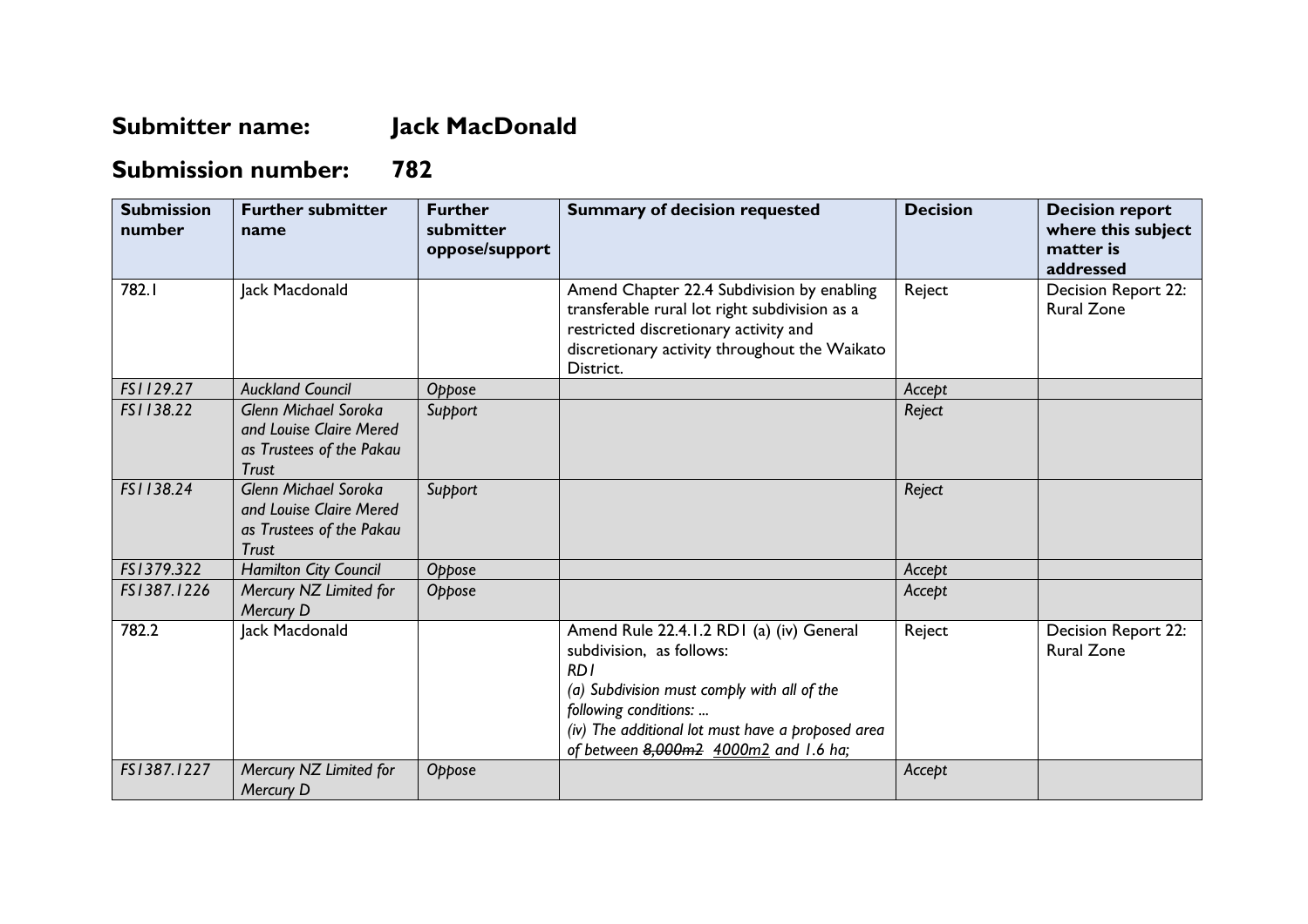# Submitter name: Jack MacDonald

# Submission number: 782

| Submission number | Further submitter name | Further submitter oppose/support | Summary of decision requested | Decision | Decision report where this subject matter is addressed |
|---|---|---|---|---|---|
| 782.1 | Jack Macdonald | | Amend Chapter 22.4 Subdivision by enabling transferable rural lot right subdivision as a restricted discretionary activity and discretionary activity throughout the Waikato District. | Reject | Decision Report 22: Rural Zone |
| *FS1129.27* | *Auckland Council* | *Oppose* | | *Accept* | |
| *FS1138.22* | *Glenn Michael Soroka and Louise Claire Mered as Trustees of the Pakau Trust* | *Support* | | *Reject* | |
| *FS1138.24* | *Glenn Michael Soroka and Louise Claire Mered as Trustees of the Pakau Trust* | *Support* | | *Reject* | |
| *FS1379.322* | *Hamilton City Council* | *Oppose* | | *Accept* | |
| *FS1387.1226* | *Mercury NZ Limited for Mercury D* | *Oppose* | | *Accept* | |
| 782.2 | Jack Macdonald | | Amend Rule 22.4.1.2 RD1 (a) (iv) General subdivision, as follows:<br>*RD1*<br>*(a) Subdivision must comply with all of the following conditions: ...*<br>*(iv) The additional lot must have a proposed area of between ~~8,000m2~~ <u>4000m2</u> and 1.6 ha;* | Reject | Decision Report 22: Rural Zone |
| *FS1387.1227* | *Mercury NZ Limited for Mercury D* | *Oppose* | | *Accept* | |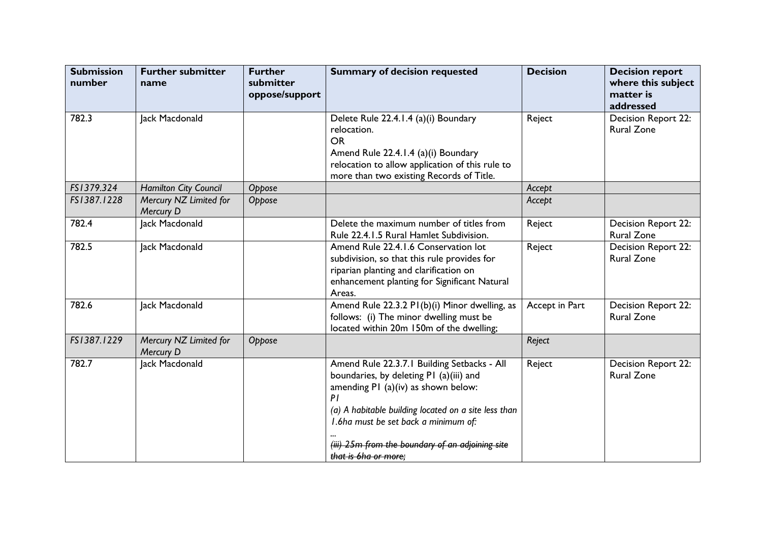| Submission number | Further submitter name | Further submitter oppose/support | Summary of decision requested | Decision | Decision report where this subject matter is addressed |
|---|---|---|---|---|---|
| 782.3 | Jack Macdonald | | Delete Rule 22.4.1.4 (a)(i) Boundary relocation.<br>OR<br>Amend Rule 22.4.1.4 (a)(i) Boundary relocation to allow application of this rule to more than two existing Records of Title. | Reject | Decision Report 22: Rural Zone |
| *FS1379.324* | *Hamilton City Council* | *Oppose* | | *Accept* | |
| *FS1387.1228* | *Mercury NZ Limited for Mercury D* | *Oppose* | | *Accept* | |
| 782.4 | Jack Macdonald | | Delete the maximum number of titles from Rule 22.4.1.5 Rural Hamlet Subdivision. | Reject | Decision Report 22: Rural Zone |
| 782.5 | Jack Macdonald | | Amend Rule 22.4.1.6 Conservation lot subdivision, so that this rule provides for riparian planting and clarification on enhancement planting for Significant Natural Areas. | Reject | Decision Report 22: Rural Zone |
| 782.6 | Jack Macdonald | | Amend Rule 22.3.2 P1(b)(i) Minor dwelling, as follows: (i) The minor dwelling must be located within ~~20m~~ 150m of the dwelling; | Accept in Part | Decision Report 22: Rural Zone |
| *FS1387.1229* | *Mercury NZ Limited for Mercury D* | *Oppose* | | *Reject* | |
| 782.7 | Jack Macdonald | | Amend Rule 22.3.7.1 Building Setbacks - All boundaries, by deleting P1 (a)(iii) and amending P1 (a)(iv) as shown below:<br>*P1*<br>*(a) A habitable building located on a site less than 1.6ha must be set back a minimum of:*<br>*...*<br>*~~(iii) 25m from the boundary of an adjoining site that is 6ha or more;~~* | Reject | Decision Report 22: Rural Zone |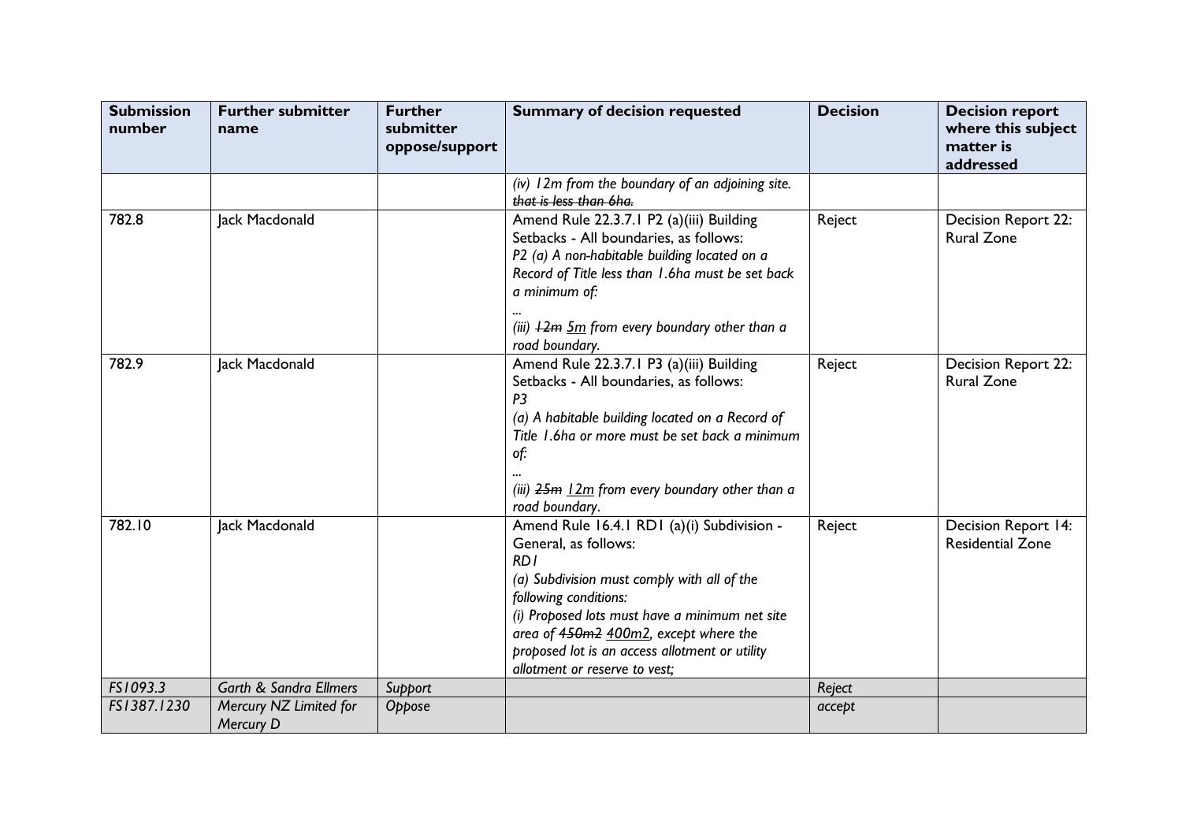| Submission number | Further submitter name | Further submitter oppose/support | Summary of decision requested | Decision | Decision report where this subject matter is addressed |
|---|---|---|---|---|---|
| | | | *(iv) 12m from the boundary of an adjoining site. ~~that is less than 6ha.~~* | | |
| 782.8 | Jack Macdonald | | Amend Rule 22.3.7.1 P2 (a)(iii) Building Setbacks - All boundaries, as follows:<br>*P2 (a) A non-habitable building located on a Record of Title less than 1.6ha must be set back a minimum of:*<br>*...*<br>*(iii) ~~12m~~ <u>5m</u> from every boundary other than a road boundary.* | Reject | Decision Report 22: Rural Zone |
| 782.9 | Jack Macdonald | | Amend Rule 22.3.7.1 P3 (a)(iii) Building Setbacks - All boundaries, as follows:<br>*P3*<br>*(a) A habitable building located on a Record of Title 1.6ha or more must be set back a minimum of:*<br>*...*<br>*(iii) ~~25m~~ <u>12m</u> from every boundary other than a road boundary.* | Reject | Decision Report 22: Rural Zone |
| 782.10 | Jack Macdonald | | Amend Rule 16.4.1 RD1 (a)(i) Subdivision - General, as follows:<br>*RD1*<br>*(a) Subdivision must comply with all of the following conditions:*<br>*(i) Proposed lots must have a minimum net site area of ~~450m2~~ <u>400m2</u>, except where the proposed lot is an access allotment or utility allotment or reserve to vest;* | Reject | Decision Report 14: Residential Zone |
| *FS1093.3* | *Garth & Sandra Ellmers* | *Support* | | *Reject* | |
| *FS1387.1230* | *Mercury NZ Limited for Mercury D* | *Oppose* | | *accept* | |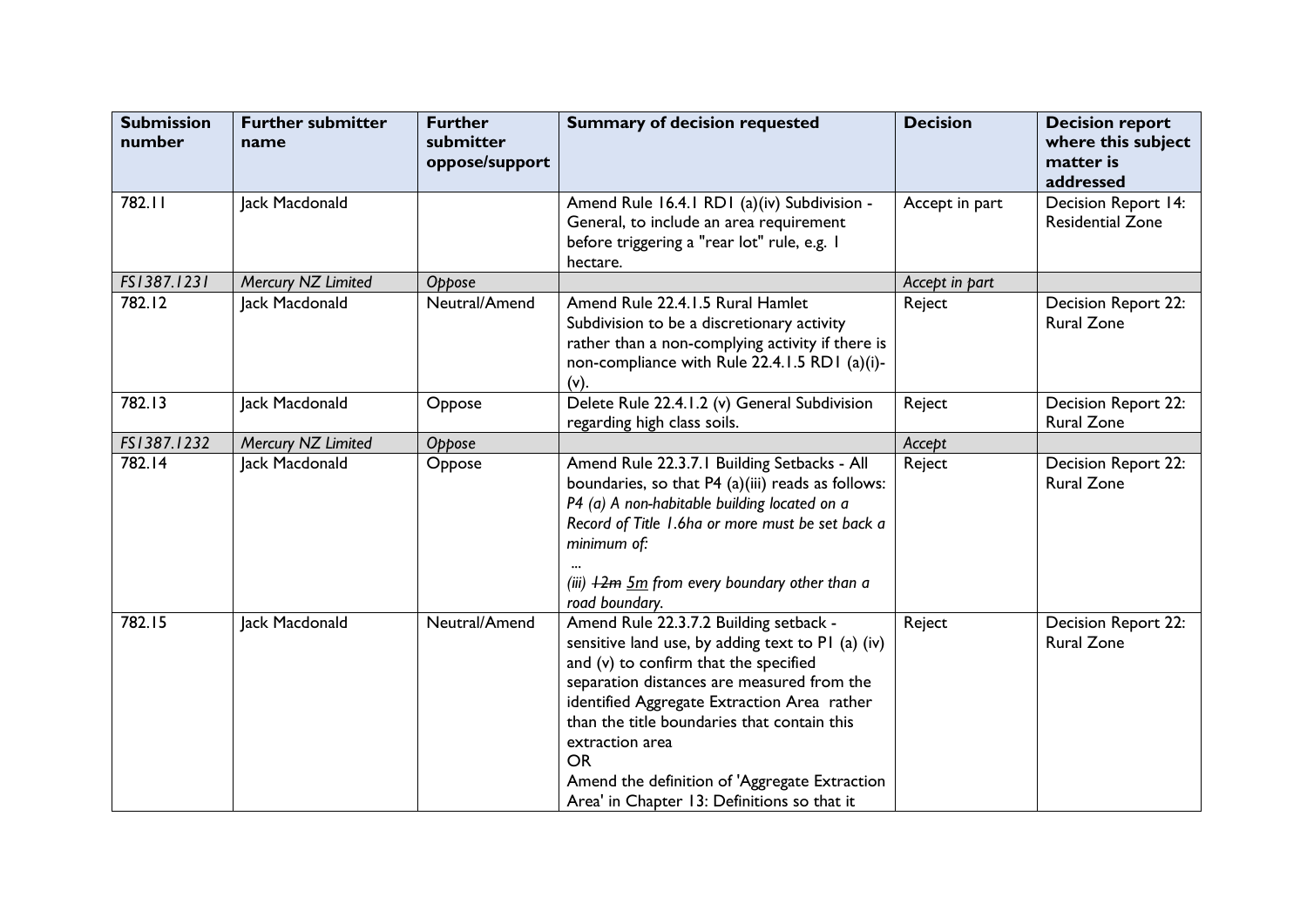| Submission number | Further submitter name | Further submitter oppose/support | Summary of decision requested | Decision | Decision report where this subject matter is addressed |
|---|---|---|---|---|---|
| 782.11 | Jack Macdonald | | Amend Rule 16.4.1 RD1 (a)(iv) Subdivision - General, to include an area requirement before triggering a "rear lot" rule, e.g. 1 hectare. | Accept in part | Decision Report 14: Residential Zone |
| *FS1387.1231* | *Mercury NZ Limited* | *Oppose* | | *Accept in part* | |
| 782.12 | Jack Macdonald | Neutral/Amend | Amend Rule 22.4.1.5 Rural Hamlet Subdivision to be a discretionary activity rather than a non-complying activity if there is non-compliance with Rule 22.4.1.5 RD1 (a)(i)-(v). | Reject | Decision Report 22: Rural Zone |
| 782.13 | Jack Macdonald | Oppose | Delete Rule 22.4.1.2 (v) General Subdivision regarding high class soils. | Reject | Decision Report 22: Rural Zone |
| *FS1387.1232* | *Mercury NZ Limited* | *Oppose* | | *Accept* | |
| 782.14 | Jack Macdonald | Oppose | Amend Rule 22.3.7.1 Building Setbacks - All boundaries, so that P4 (a)(iii) reads as follows: *P4 (a) A non-habitable building located on a Record of Title 1.6ha or more must be set back a minimum of:* ... *(iii) ~~12m~~ 5m from every boundary other than a road boundary.* | Reject | Decision Report 22: Rural Zone |
| 782.15 | Jack Macdonald | Neutral/Amend | Amend Rule 22.3.7.2 Building setback - sensitive land use, by adding text to P1 (a) (iv) and (v) to confirm that the specified separation distances are measured from the identified Aggregate Extraction Area rather than the title boundaries that contain this extraction area OR Amend the definition of 'Aggregate Extraction Area' in Chapter 13: Definitions so that it | Reject | Decision Report 22: Rural Zone |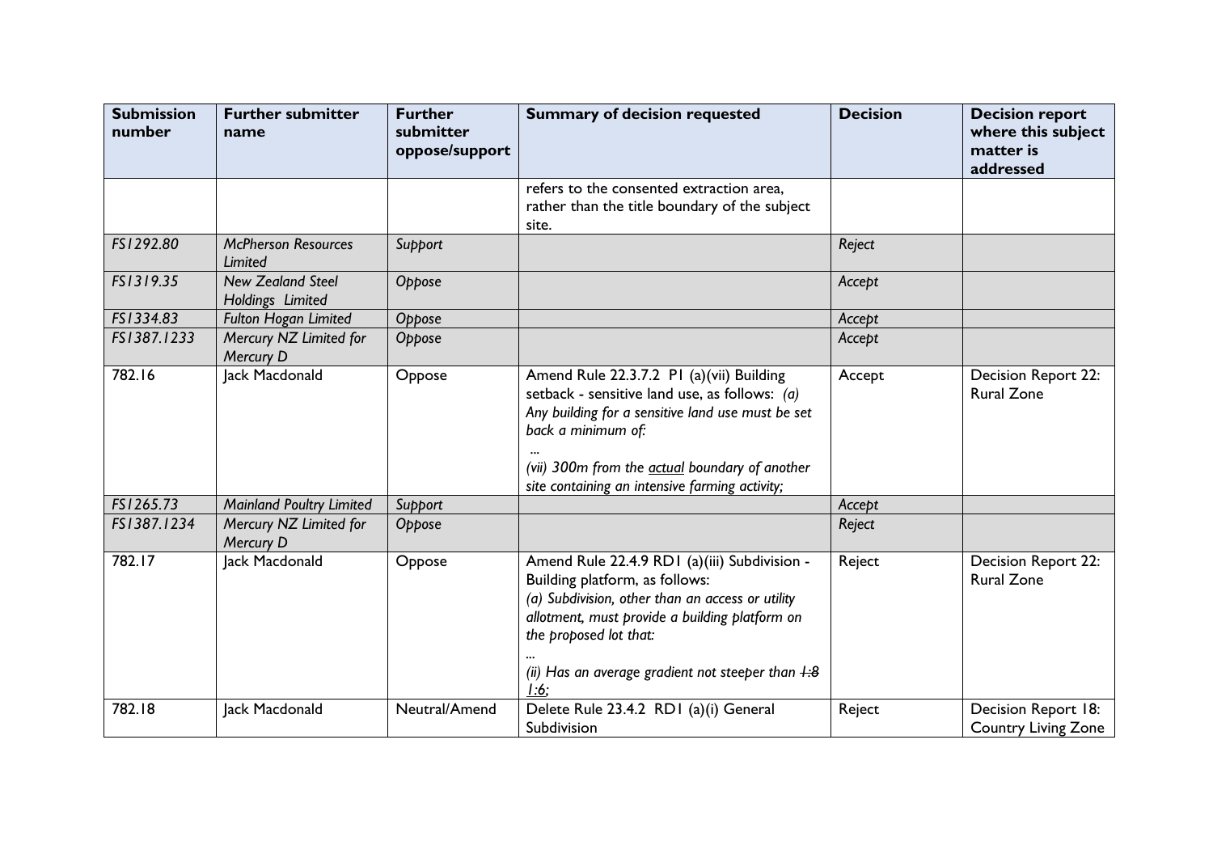| Submission number | Further submitter name | Further submitter oppose/support | Summary of decision requested | Decision | Decision report where this subject matter is addressed |
|---|---|---|---|---|---|
| | | | refers to the consented extraction area, rather than the title boundary of the subject site. | | |
| *FS1292.80* | *McPherson Resources Limited* | *Support* | | *Reject* | |
| *FS1319.35* | *New Zealand Steel Holdings Limited* | *Oppose* | | *Accept* | |
| *FS1334.83* | *Fulton Hogan Limited* | *Oppose* | | *Accept* | |
| *FS1387.1233* | *Mercury NZ Limited for Mercury D* | *Oppose* | | *Accept* | |
| 782.16 | Jack Macdonald | Oppose | Amend Rule 22.3.7.2 P1 (a)(vii) Building setback - sensitive land use, as follows: *(a) Any building for a sensitive land use must be set back a minimum of:* *...* *(vii) 300m from the actual boundary of another site containing an intensive farming activity;* | Accept | Decision Report 22: Rural Zone |
| *FS1265.73* | *Mainland Poultry Limited* | *Support* | | *Accept* | |
| *FS1387.1234* | *Mercury NZ Limited for Mercury D* | *Oppose* | | *Reject* | |
| 782.17 | Jack Macdonald | Oppose | Amend Rule 22.4.9 RD1 (a)(iii) Subdivision - Building platform, as follows: *(a) Subdivision, other than an access or utility allotment, must provide a building platform on the proposed lot that:* *...* *(ii) Has an average gradient not steeper than ~~1:8~~ 1:6;* | Reject | Decision Report 22: Rural Zone |
| 782.18 | Jack Macdonald | Neutral/Amend | Delete Rule 23.4.2 RD1 (a)(i) General Subdivision | Reject | Decision Report 18: Country Living Zone |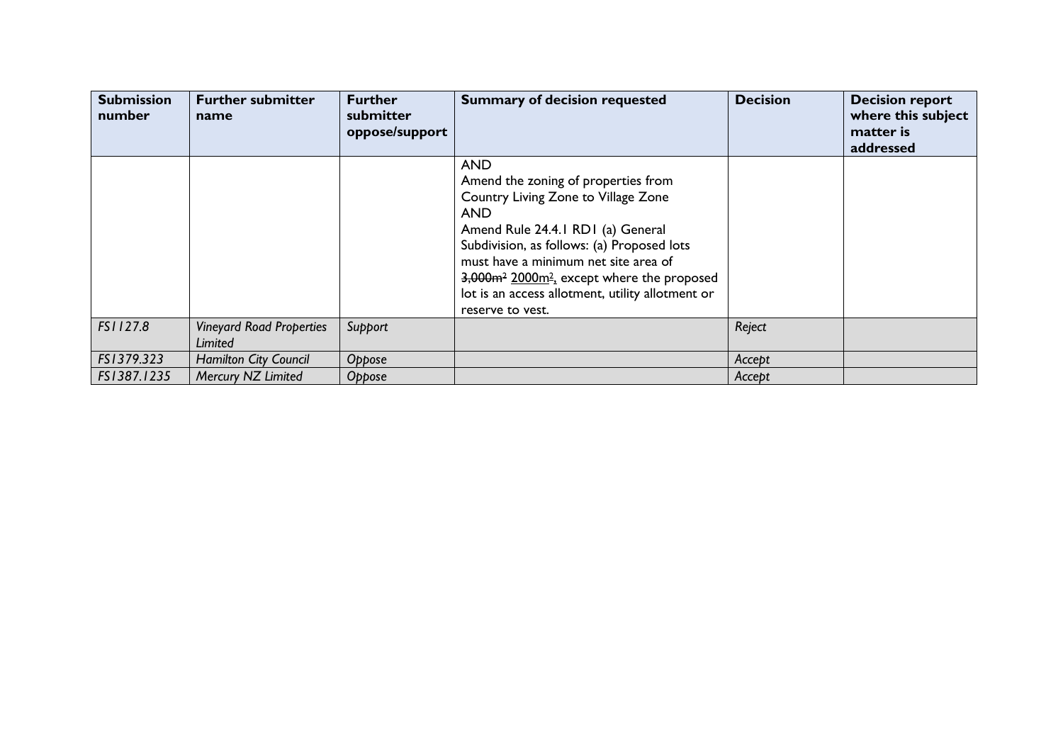| Submission number | Further submitter name | Further submitter oppose/support | Summary of decision requested | Decision | Decision report where this subject matter is addressed |
|---|---|---|---|---|---|
| | | | AND<br>Amend the zoning of properties from Country Living Zone to Village Zone<br>AND<br>Amend Rule 24.4.1 RD1 (a) General Subdivision, as follows: (a) Proposed lots must have a minimum net site area of ~~3,000m²~~ <u>2000m²,</u> except where the proposed lot is an access allotment, utility allotment or reserve to vest. | | |
| *FS1127.8* | *Vineyard Road Properties Limited* | *Support* | | *Reject* | |
| *FS1379.323* | *Hamilton City Council* | *Oppose* | | *Accept* | |
| *FS1387.1235* | *Mercury NZ Limited* | *Oppose* | | *Accept* | |